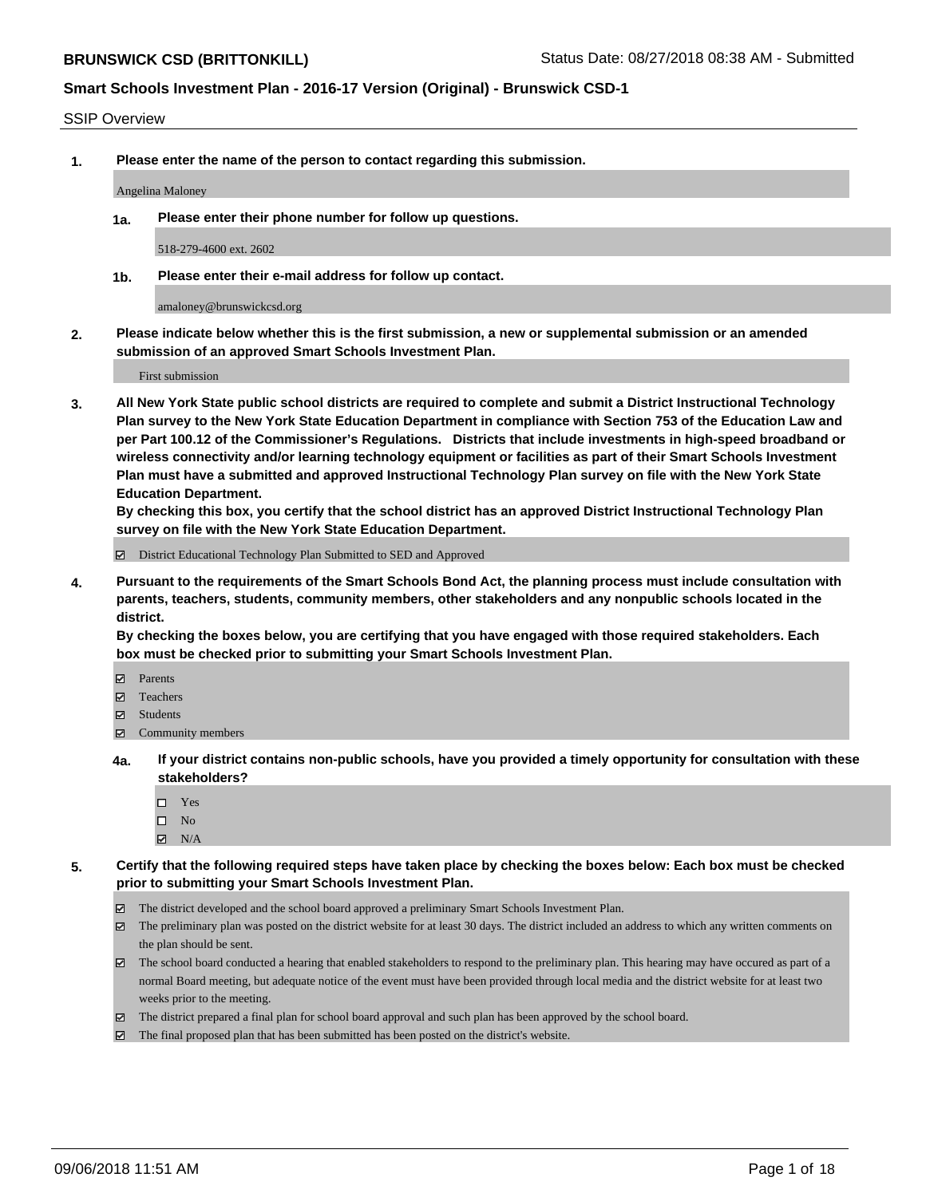# BRUNSWICK CSD (BRITTONKILL)

Status Date: 08/27/2018 08:38 AM - Submitted

## Smart Schools Investment Plan - 2016-17 Version (Original) - Brunswick CSD-1

SSIP Overview

**1. Please enter the name of the person to contact regarding this submission.**

Angelina Maloney

**1a. Please enter their phone number for follow up questions.**

518-279-4600 ext. 2602

**1b. Please enter their e-mail address for follow up contact.**

amaloney@brunswickcsd.org

**2. Please indicate below whether this is the first submission, a new or supplemental submission or an amended submission of an approved Smart Schools Investment Plan.**

First submission

**3. All New York State public school districts are required to complete and submit a District Instructional Technology Plan survey to the New York State Education Department in compliance with Section 753 of the Education Law and per Part 100.12 of the Commissioner's Regulations. Districts that include investments in high-speed broadband or wireless connectivity and/or learning technology equipment or facilities as part of their Smart Schools Investment Plan must have a submitted and approved Instructional Technology Plan survey on file with the New York State Education Department.**
**By checking this box, you certify that the school district has an approved District Instructional Technology Plan survey on file with the New York State Education Department.**

- [x] District Educational Technology Plan Submitted to SED and Approved

**4. Pursuant to the requirements of the Smart Schools Bond Act, the planning process must include consultation with parents, teachers, students, community members, other stakeholders and any nonpublic schools located in the district.**
**By checking the boxes below, you are certifying that you have engaged with those required stakeholders. Each box must be checked prior to submitting your Smart Schools Investment Plan.**

- [x] Parents
- [x] Teachers
- [x] Students
- [x] Community members

**4a. If your district contains non-public schools, have you provided a timely opportunity for consultation with these stakeholders?**

- [ ] Yes
- [ ] No
- [x] N/A

**5. Certify that the following required steps have taken place by checking the boxes below: Each box must be checked prior to submitting your Smart Schools Investment Plan.**

- [x] The district developed and the school board approved a preliminary Smart Schools Investment Plan.
- [x] The preliminary plan was posted on the district website for at least 30 days. The district included an address to which any written comments on the plan should be sent.
- [x] The school board conducted a hearing that enabled stakeholders to respond to the preliminary plan. This hearing may have occured as part of a normal Board meeting, but adequate notice of the event must have been provided through local media and the district website for at least two weeks prior to the meeting.
- [x] The district prepared a final plan for school board approval and such plan has been approved by the school board.
- [x] The final proposed plan that has been submitted has been posted on the district's website.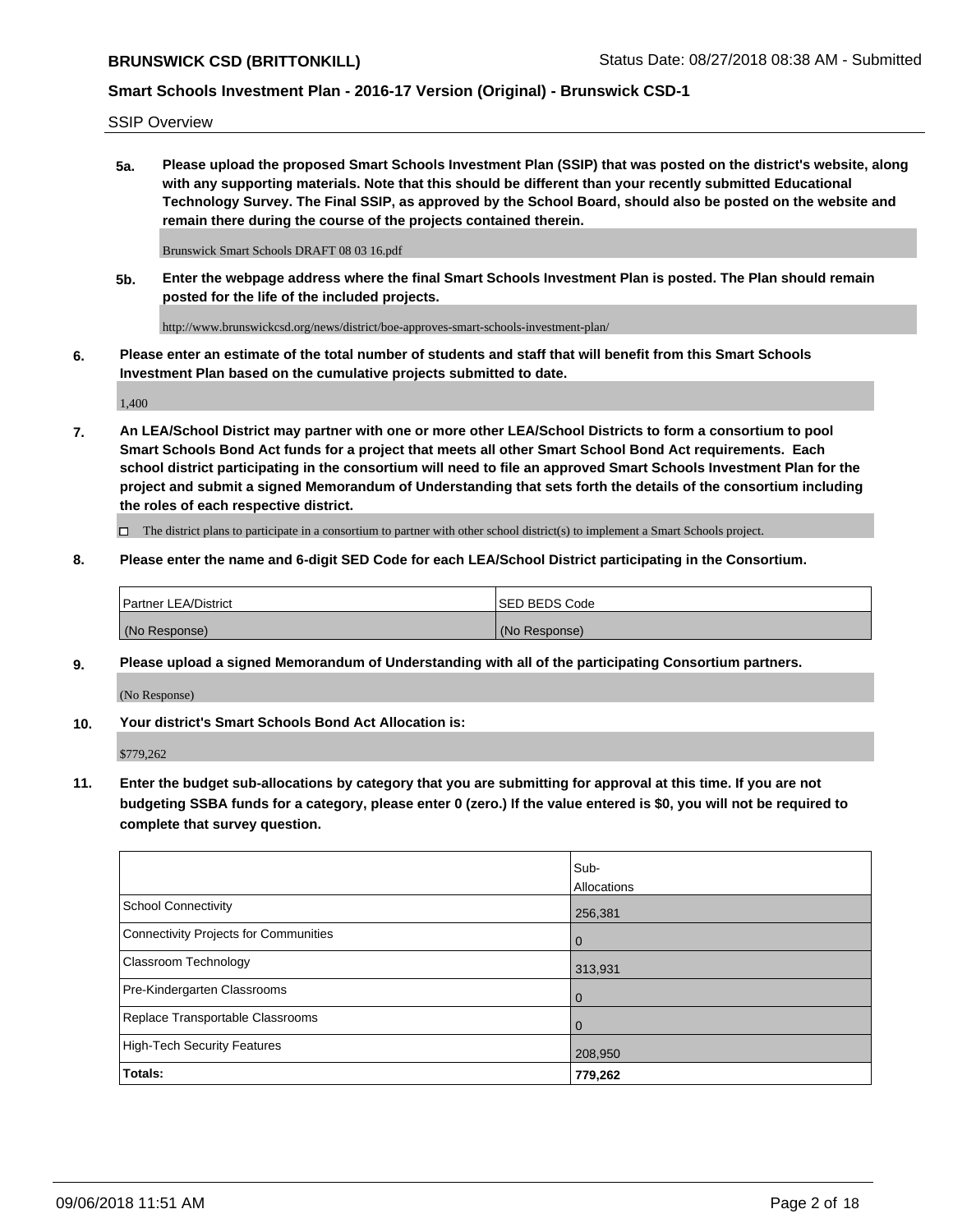SSIP Overview

**5a. Please upload the proposed Smart Schools Investment Plan (SSIP) that was posted on the district's website, along with any supporting materials. Note that this should be different than your recently submitted Educational Technology Survey. The Final SSIP, as approved by the School Board, should also be posted on the website and remain there during the course of the projects contained therein.**

Brunswick Smart Schools DRAFT 08 03 16.pdf

**5b. Enter the webpage address where the final Smart Schools Investment Plan is posted. The Plan should remain posted for the life of the included projects.**

http://www.brunswickcsd.org/news/district/boe-approves-smart-schools-investment-plan/

**6. Please enter an estimate of the total number of students and staff that will benefit from this Smart Schools Investment Plan based on the cumulative projects submitted to date.**

1,400

**7. An LEA/School District may partner with one or more other LEA/School Districts to form a consortium to pool Smart Schools Bond Act funds for a project that meets all other Smart School Bond Act requirements. Each school district participating in the consortium will need to file an approved Smart Schools Investment Plan for the project and submit a signed Memorandum of Understanding that sets forth the details of the consortium including the roles of each respective district.**

☐ The district plans to participate in a consortium to partner with other school district(s) to implement a Smart Schools project.

**8. Please enter the name and 6-digit SED Code for each LEA/School District participating in the Consortium.**

| Partner LEA/District | SED BEDS Code |
|---|---|
| (No Response) | (No Response) |

**9. Please upload a signed Memorandum of Understanding with all of the participating Consortium partners.**

(No Response)

**10. Your district's Smart Schools Bond Act Allocation is:**

$779,262

**11. Enter the budget sub-allocations by category that you are submitting for approval at this time. If you are not budgeting SSBA funds for a category, please enter 0 (zero.) If the value entered is $0, you will not be required to complete that survey question.**

| | Sub-Allocations |
|---|---|
| School Connectivity | 256,381 |
| Connectivity Projects for Communities | 0 |
| Classroom Technology | 313,931 |
| Pre-Kindergarten Classrooms | 0 |
| Replace Transportable Classrooms | 0 |
| High-Tech Security Features | 208,950 |
| **Totals:** | **779,262** |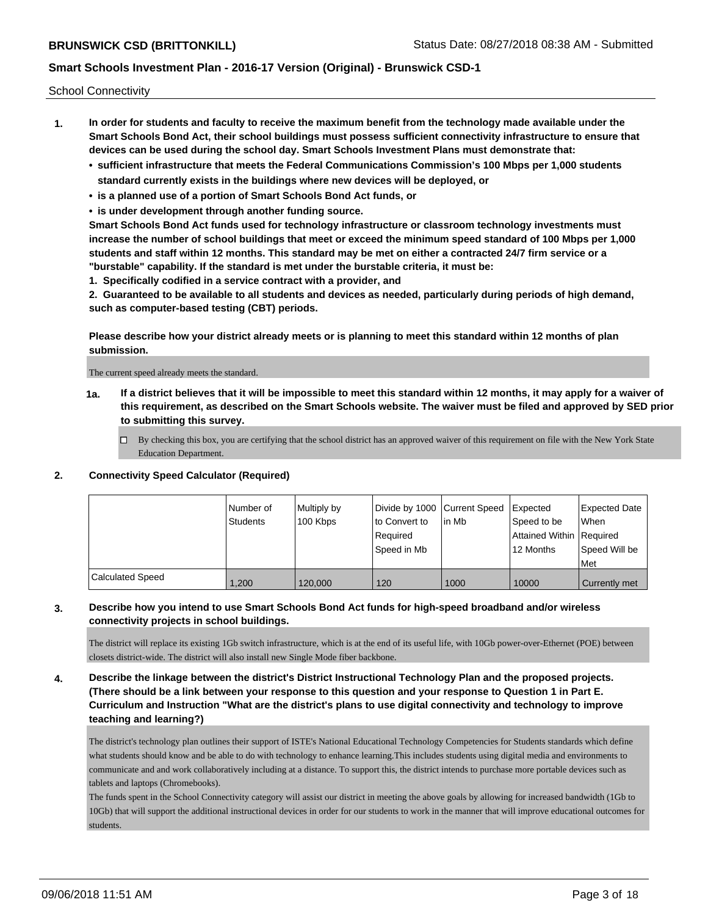School Connectivity

1. **In order for students and faculty to receive the maximum benefit from the technology made available under the Smart Schools Bond Act, their school buildings must possess sufficient connectivity infrastructure to ensure that devices can be used during the school day. Smart Schools Investment Plans must demonstrate that:**
   - **sufficient infrastructure that meets the Federal Communications Commission's 100 Mbps per 1,000 students standard currently exists in the buildings where new devices will be deployed, or**
   - **is a planned use of a portion of Smart Schools Bond Act funds, or**
   - **is under development through another funding source.**

   **Smart Schools Bond Act funds used for technology infrastructure or classroom technology investments must increase the number of school buildings that meet or exceed the minimum speed standard of 100 Mbps per 1,000 students and staff within 12 months. This standard may be met on either a contracted 24/7 firm service or a "burstable" capability. If the standard is met under the burstable criteria, it must be:**

   **1. Specifically codified in a service contract with a provider, and**

   **2. Guaranteed to be available to all students and devices as needed, particularly during periods of high demand, such as computer-based testing (CBT) periods.**

   **Please describe how your district already meets or is planning to meet this standard within 12 months of plan submission.**

   The current speed already meets the standard.

   **1a. If a district believes that it will be impossible to meet this standard within 12 months, it may apply for a waiver of this requirement, as described on the Smart Schools website. The waiver must be filed and approved by SED prior to submitting this survey.**

   ☐ By checking this box, you are certifying that the school district has an approved waiver of this requirement on file with the New York State Education Department.

2. **Connectivity Speed Calculator (Required)**

| | Number of Students | Multiply by 100 Kbps | Divide by 1000 to Convert to Required Speed in Mb | Current Speed in Mb | Expected Speed to be Attained Within 12 Months | Expected Date When Required Speed Will be Met |
|---|---|---|---|---|---|---|
| Calculated Speed | 1,200 | 120,000 | 120 | 1000 | 10000 | Currently met |

3. **Describe how you intend to use Smart Schools Bond Act funds for high-speed broadband and/or wireless connectivity projects in school buildings.**

   The district will replace its existing 1Gb switch infrastructure, which is at the end of its useful life, with 10Gb power-over-Ethernet (POE) between closets district-wide. The district will also install new Single Mode fiber backbone.

4. **Describe the linkage between the district's District Instructional Technology Plan and the proposed projects. (There should be a link between your response to this question and your response to Question 1 in Part E. Curriculum and Instruction "What are the district's plans to use digital connectivity and technology to improve teaching and learning?)**

   The district's technology plan outlines their support of ISTE's National Educational Technology Competencies for Students standards which define what students should know and be able to do with technology to enhance learning.This includes students using digital media and environments to communicate and and work collaboratively including at a distance. To support this, the district intends to purchase more portable devices such as tablets and laptops (Chromebooks).

   The funds spent in the School Connectivity category will assist our district in meeting the above goals by allowing for increased bandwidth (1Gb to 10Gb) that will support the additional instructional devices in order for our students to work in the manner that will improve educational outcomes for students.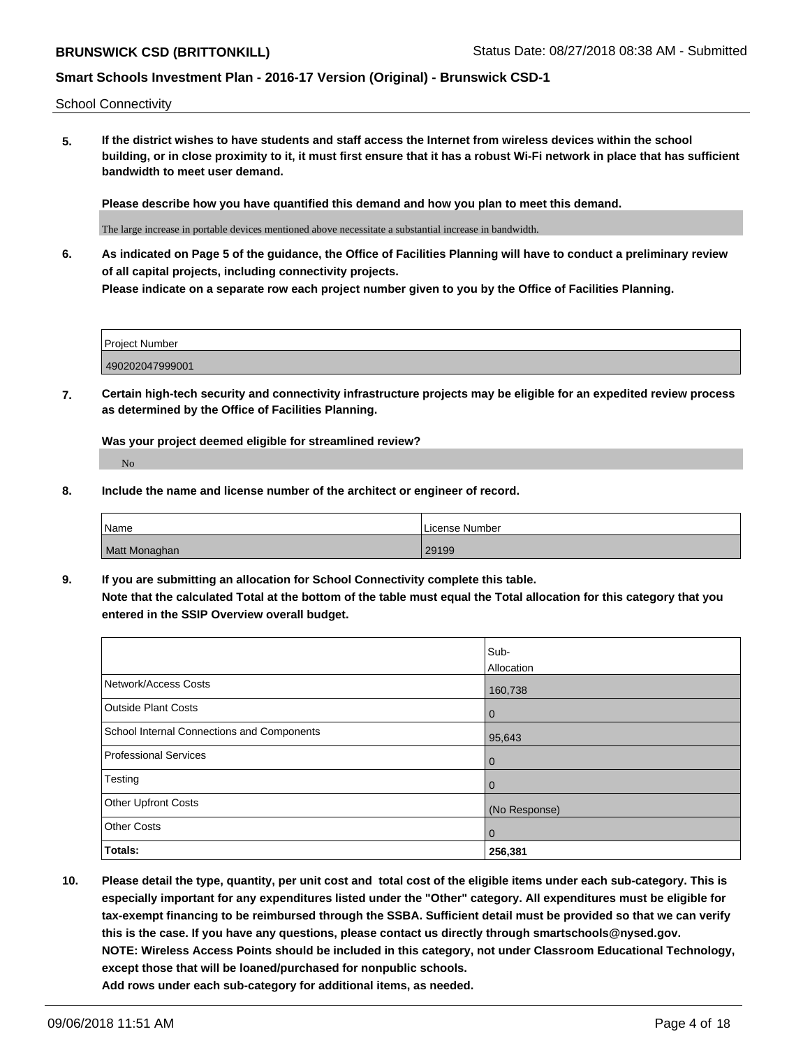School Connectivity

**5. If the district wishes to have students and staff access the Internet from wireless devices within the school building, or in close proximity to it, it must first ensure that it has a robust Wi-Fi network in place that has sufficient bandwidth to meet user demand.**

**Please describe how you have quantified this demand and how you plan to meet this demand.**

The large increase in portable devices mentioned above necessitate a substantial increase in bandwidth.

**6. As indicated on Page 5 of the guidance, the Office of Facilities Planning will have to conduct a preliminary review of all capital projects, including connectivity projects.**
**Please indicate on a separate row each project number given to you by the Office of Facilities Planning.**

| Project Number |
|---|
| 490202047999001 |

**7. Certain high-tech security and connectivity infrastructure projects may be eligible for an expedited review process as determined by the Office of Facilities Planning.**

**Was your project deemed eligible for streamlined review?**

No

**8. Include the name and license number of the architect or engineer of record.**

| Name | License Number |
|---|---|
| Matt Monaghan | 29199 |

**9. If you are submitting an allocation for School Connectivity complete this table.**
**Note that the calculated Total at the bottom of the table must equal the Total allocation for this category that you entered in the SSIP Overview overall budget.**

| | Sub-Allocation |
|---|---|
| Network/Access Costs | 160,738 |
| Outside Plant Costs | 0 |
| School Internal Connections and Components | 95,643 |
| Professional Services | 0 |
| Testing | 0 |
| Other Upfront Costs | (No Response) |
| Other Costs | 0 |
| **Totals:** | **256,381** |

**10. Please detail the type, quantity, per unit cost and total cost of the eligible items under each sub-category. This is especially important for any expenditures listed under the "Other" category. All expenditures must be eligible for tax-exempt financing to be reimbursed through the SSBA. Sufficient detail must be provided so that we can verify this is the case. If you have any questions, please contact us directly through smartschools@nysed.gov.**
**NOTE: Wireless Access Points should be included in this category, not under Classroom Educational Technology, except those that will be loaned/purchased for nonpublic schools.**
**Add rows under each sub-category for additional items, as needed.**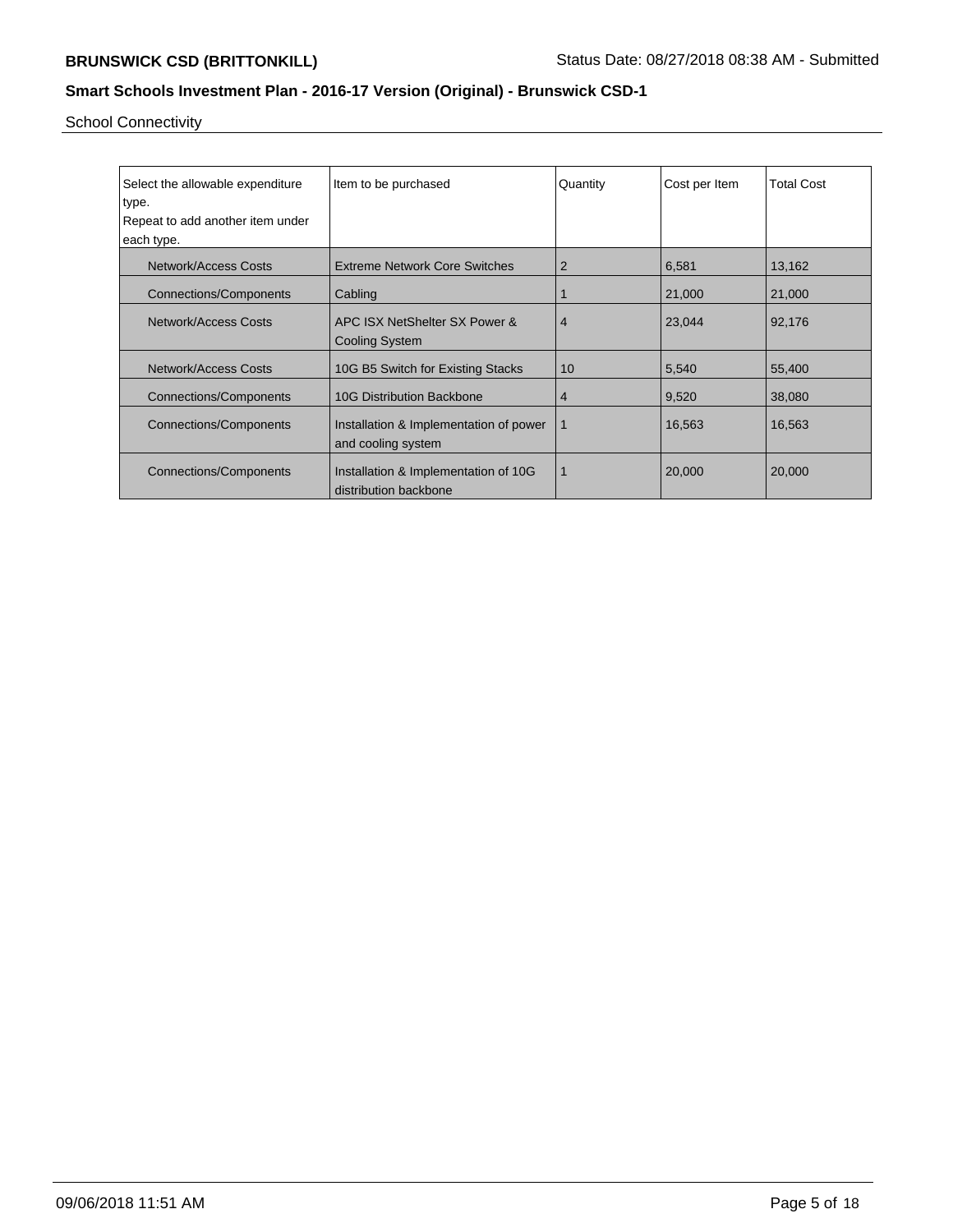School Connectivity

| Select the allowable expenditure type. Repeat to add another item under each type. | Item to be purchased | Quantity | Cost per Item | Total Cost |
|---|---|---|---|---|
| Network/Access Costs | Extreme Network Core Switches | 2 | 6,581 | 13,162 |
| Connections/Components | Cabling | 1 | 21,000 | 21,000 |
| Network/Access Costs | APC ISX NetShelter SX Power & Cooling System | 4 | 23,044 | 92,176 |
| Network/Access Costs | 10G B5 Switch for Existing Stacks | 10 | 5,540 | 55,400 |
| Connections/Components | 10G Distribution Backbone | 4 | 9,520 | 38,080 |
| Connections/Components | Installation & Implementation of power and cooling system | 1 | 16,563 | 16,563 |
| Connections/Components | Installation & Implementation of 10G distribution backbone | 1 | 20,000 | 20,000 |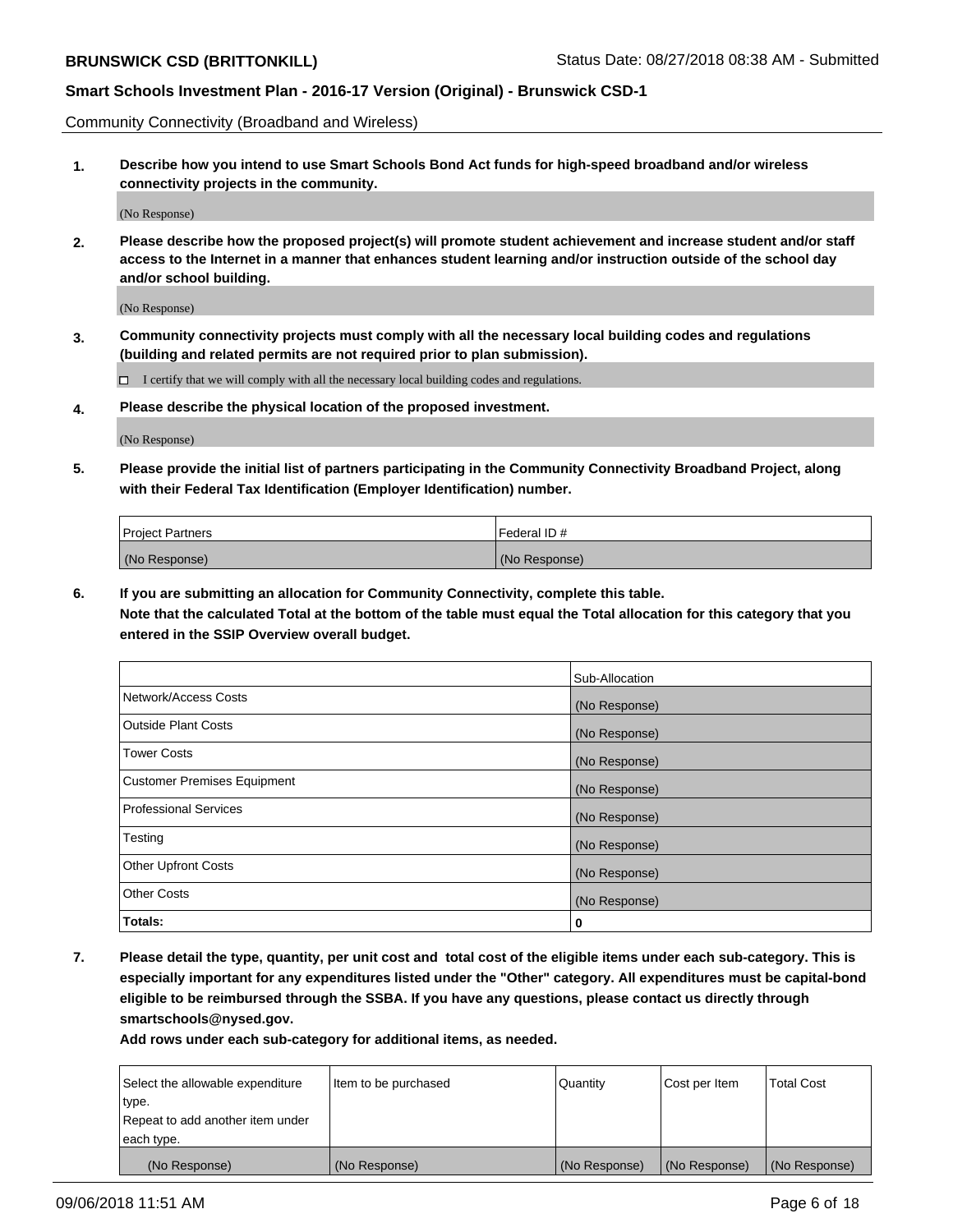Community Connectivity (Broadband and Wireless)

**1. Describe how you intend to use Smart Schools Bond Act funds for high-speed broadband and/or wireless connectivity projects in the community.**

(No Response)

**2. Please describe how the proposed project(s) will promote student achievement and increase student and/or staff access to the Internet in a manner that enhances student learning and/or instruction outside of the school day and/or school building.**

(No Response)

**3. Community connectivity projects must comply with all the necessary local building codes and regulations (building and related permits are not required prior to plan submission).**

☐ I certify that we will comply with all the necessary local building codes and regulations.

**4. Please describe the physical location of the proposed investment.**

(No Response)

**5. Please provide the initial list of partners participating in the Community Connectivity Broadband Project, along with their Federal Tax Identification (Employer Identification) number.**

| Project Partners | Federal ID # |
|---|---|
| (No Response) | (No Response) |

**6. If you are submitting an allocation for Community Connectivity, complete this table. Note that the calculated Total at the bottom of the table must equal the Total allocation for this category that you entered in the SSIP Overview overall budget.**

| | Sub-Allocation |
|---|---|
| Network/Access Costs | (No Response) |
| Outside Plant Costs | (No Response) |
| Tower Costs | (No Response) |
| Customer Premises Equipment | (No Response) |
| Professional Services | (No Response) |
| Testing | (No Response) |
| Other Upfront Costs | (No Response) |
| Other Costs | (No Response) |
| **Totals:** | **0** |

**7. Please detail the type, quantity, per unit cost and total cost of the eligible items under each sub-category. This is especially important for any expenditures listed under the "Other" category. All expenditures must be capital-bond eligible to be reimbursed through the SSBA. If you have any questions, please contact us directly through smartschools@nysed.gov.**

**Add rows under each sub-category for additional items, as needed.**

| Select the allowable expenditure type. Repeat to add another item under each type. | Item to be purchased | Quantity | Cost per Item | Total Cost |
|---|---|---|---|---|
| (No Response) | (No Response) | (No Response) | (No Response) | (No Response) |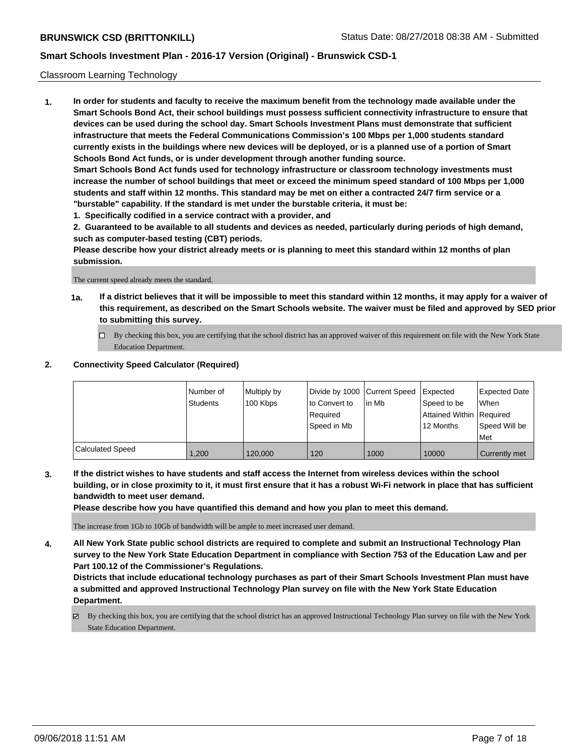Classroom Learning Technology

**1. In order for students and faculty to receive the maximum benefit from the technology made available under the Smart Schools Bond Act, their school buildings must possess sufficient connectivity infrastructure to ensure that devices can be used during the school day. Smart Schools Investment Plans must demonstrate that sufficient infrastructure that meets the Federal Communications Commission's 100 Mbps per 1,000 students standard currently exists in the buildings where new devices will be deployed, or is a planned use of a portion of Smart Schools Bond Act funds, or is under development through another funding source.**

**Smart Schools Bond Act funds used for technology infrastructure or classroom technology investments must increase the number of school buildings that meet or exceed the minimum speed standard of 100 Mbps per 1,000 students and staff within 12 months. This standard may be met on either a contracted 24/7 firm service or a "burstable" capability. If the standard is met under the burstable criteria, it must be:**

**1. Specifically codified in a service contract with a provider, and**

**2. Guaranteed to be available to all students and devices as needed, particularly during periods of high demand, such as computer-based testing (CBT) periods.**

**Please describe how your district already meets or is planning to meet this standard within 12 months of plan submission.**

The current speed already meets the standard.

**1a. If a district believes that it will be impossible to meet this standard within 12 months, it may apply for a waiver of this requirement, as described on the Smart Schools website. The waiver must be filed and approved by SED prior to submitting this survey.**

☐ By checking this box, you are certifying that the school district has an approved waiver of this requirement on file with the New York State Education Department.

**2. Connectivity Speed Calculator (Required)**

| | Number of Students | Multiply by 100 Kbps | Divide by 1000 to Convert to Required Speed in Mb | Current Speed in Mb | Expected Speed to be Attained Within 12 Months | Expected Date When Required Speed Will be Met |
|---|---|---|---|---|---|---|
| Calculated Speed | 1,200 | 120,000 | 120 | 1000 | 10000 | Currently met |

**3. If the district wishes to have students and staff access the Internet from wireless devices within the school building, or in close proximity to it, it must first ensure that it has a robust Wi-Fi network in place that has sufficient bandwidth to meet user demand.**

**Please describe how you have quantified this demand and how you plan to meet this demand.**

The increase from 1Gb to 10Gb of bandwidth will be ample to meet increased user demand.

**4. All New York State public school districts are required to complete and submit an Instructional Technology Plan survey to the New York State Education Department in compliance with Section 753 of the Education Law and per Part 100.12 of the Commissioner's Regulations.**

**Districts that include educational technology purchases as part of their Smart Schools Investment Plan must have a submitted and approved Instructional Technology Plan survey on file with the New York State Education Department.**

☑ By checking this box, you are certifying that the school district has an approved Instructional Technology Plan survey on file with the New York State Education Department.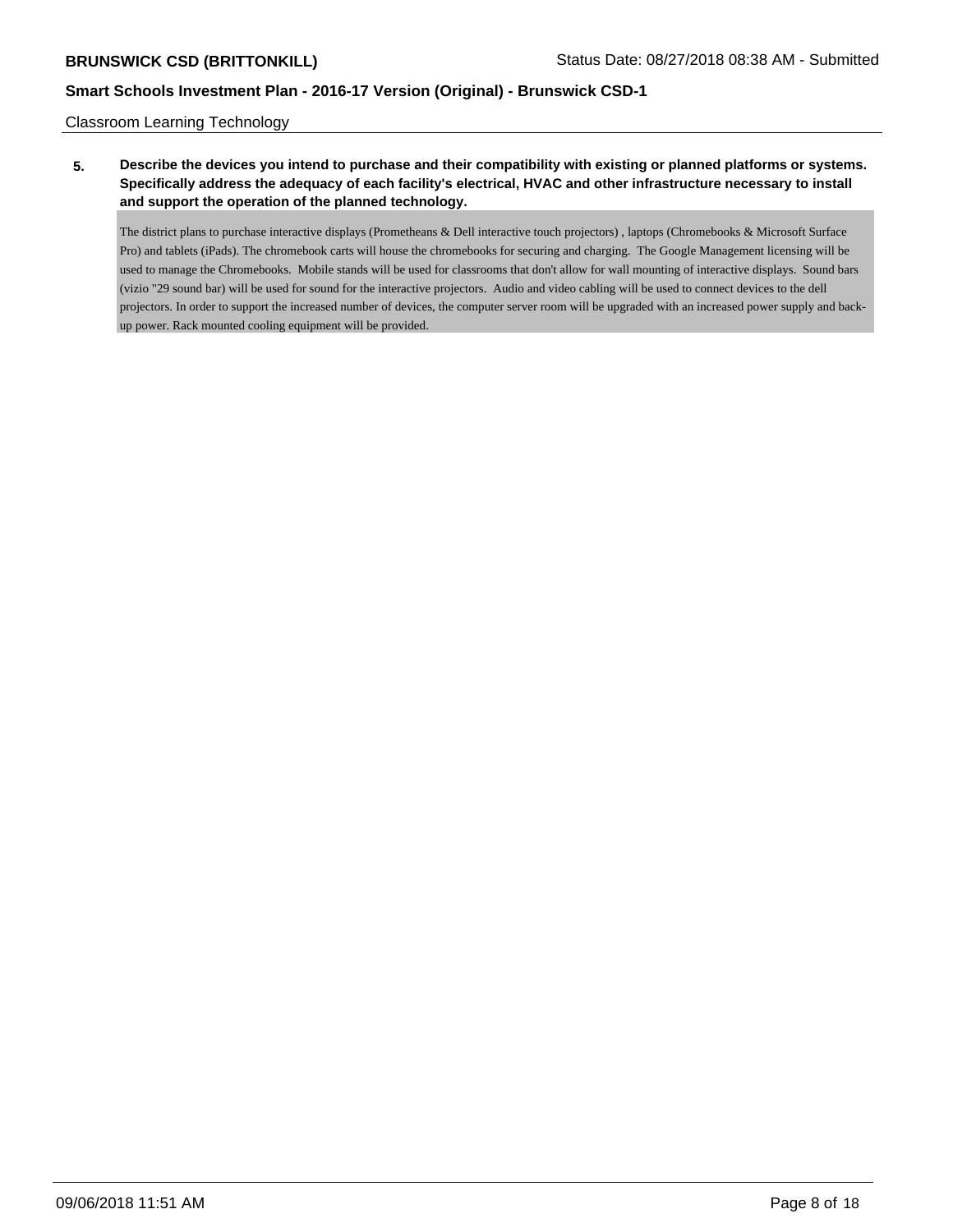Classroom Learning Technology

**5. Describe the devices you intend to purchase and their compatibility with existing or planned platforms or systems. Specifically address the adequacy of each facility's electrical, HVAC and other infrastructure necessary to install and support the operation of the planned technology.**

The district plans to purchase interactive displays (Prometheans & Dell interactive touch projectors) , laptops (Chromebooks & Microsoft Surface Pro) and tablets (iPads). The chromebook carts will house the chromebooks for securing and charging.  The Google Management licensing will be used to manage the Chromebooks.  Mobile stands will be used for classrooms that don't allow for wall mounting of interactive displays.  Sound bars (vizio "29 sound bar) will be used for sound for the interactive projectors.  Audio and video cabling will be used to connect devices to the dell projectors. In order to support the increased number of devices, the computer server room will be upgraded with an increased power supply and back-up power. Rack mounted cooling equipment will be provided.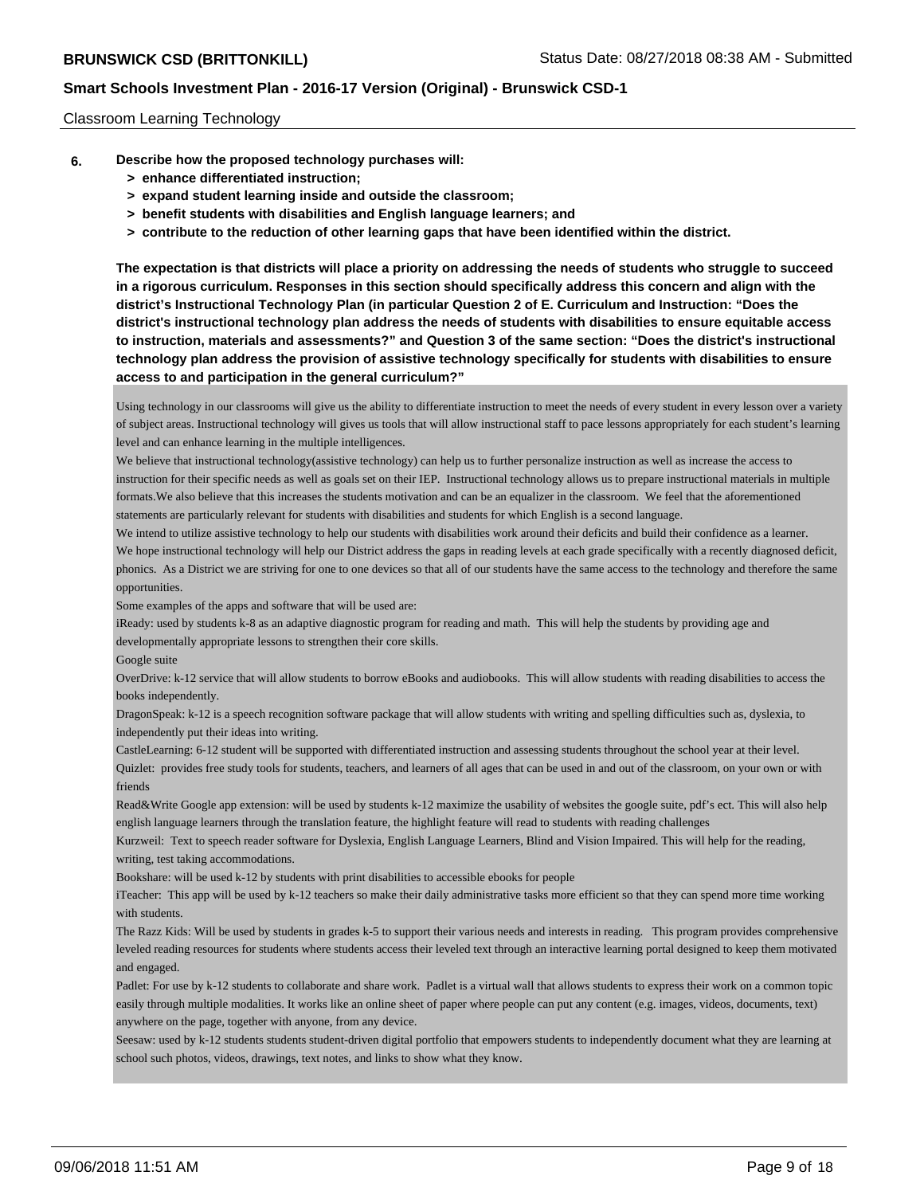Classroom Learning Technology

**6. Describe how the proposed technology purchases will:**
- **> enhance differentiated instruction;**
- **> expand student learning inside and outside the classroom;**
- **> benefit students with disabilities and English language learners; and**
- **> contribute to the reduction of other learning gaps that have been identified within the district.**

**The expectation is that districts will place a priority on addressing the needs of students who struggle to succeed in a rigorous curriculum. Responses in this section should specifically address this concern and align with the district's Instructional Technology Plan (in particular Question 2 of E. Curriculum and Instruction: "Does the district's instructional technology plan address the needs of students with disabilities to ensure equitable access to instruction, materials and assessments?" and Question 3 of the same section: "Does the district's instructional technology plan address the provision of assistive technology specifically for students with disabilities to ensure access to and participation in the general curriculum?"**

Using technology in our classrooms will give us the ability to differentiate instruction to meet the needs of every student in every lesson over a variety of subject areas. Instructional technology will gives us tools that will allow instructional staff to pace lessons appropriately for each student's learning level and can enhance learning in the multiple intelligences.

We believe that instructional technology(assistive technology) can help us to further personalize instruction as well as increase the access to instruction for their specific needs as well as goals set on their IEP. Instructional technology allows us to prepare instructional materials in multiple formats.We also believe that this increases the students motivation and can be an equalizer in the classroom. We feel that the aforementioned statements are particularly relevant for students with disabilities and students for which English is a second language.

We intend to utilize assistive technology to help our students with disabilities work around their deficits and build their confidence as a learner.

We hope instructional technology will help our District address the gaps in reading levels at each grade specifically with a recently diagnosed deficit, phonics. As a District we are striving for one to one devices so that all of our students have the same access to the technology and therefore the same opportunities.

Some examples of the apps and software that will be used are:

iReady: used by students k-8 as an adaptive diagnostic program for reading and math. This will help the students by providing age and developmentally appropriate lessons to strengthen their core skills.

Google suite

OverDrive: k-12 service that will allow students to borrow eBooks and audiobooks. This will allow students with reading disabilities to access the books independently.

DragonSpeak: k-12 is a speech recognition software package that will allow students with writing and spelling difficulties such as, dyslexia, to independently put their ideas into writing.

CastleLearning: 6-12 student will be supported with differentiated instruction and assessing students throughout the school year at their level.

Quizlet: provides free study tools for students, teachers, and learners of all ages that can be used in and out of the classroom, on your own or with friends

Read&Write Google app extension: will be used by students k-12 maximize the usability of websites the google suite, pdf's ect. This will also help english language learners through the translation feature, the highlight feature will read to students with reading challenges

Kurzweil: Text to speech reader software for Dyslexia, English Language Learners, Blind and Vision Impaired. This will help for the reading, writing, test taking accommodations.

Bookshare: will be used k-12 by students with print disabilities to accessible ebooks for people

iTeacher: This app will be used by k-12 teachers so make their daily administrative tasks more efficient so that they can spend more time working with students.

The Razz Kids: Will be used by students in grades k-5 to support their various needs and interests in reading. This program provides comprehensive leveled reading resources for students where students access their leveled text through an interactive learning portal designed to keep them motivated and engaged.

Padlet: For use by k-12 students to collaborate and share work. Padlet is a virtual wall that allows students to express their work on a common topic easily through multiple modalities. It works like an online sheet of paper where people can put any content (e.g. images, videos, documents, text) anywhere on the page, together with anyone, from any device.

Seesaw: used by k-12 students students student-driven digital portfolio that empowers students to independently document what they are learning at school such photos, videos, drawings, text notes, and links to show what they know.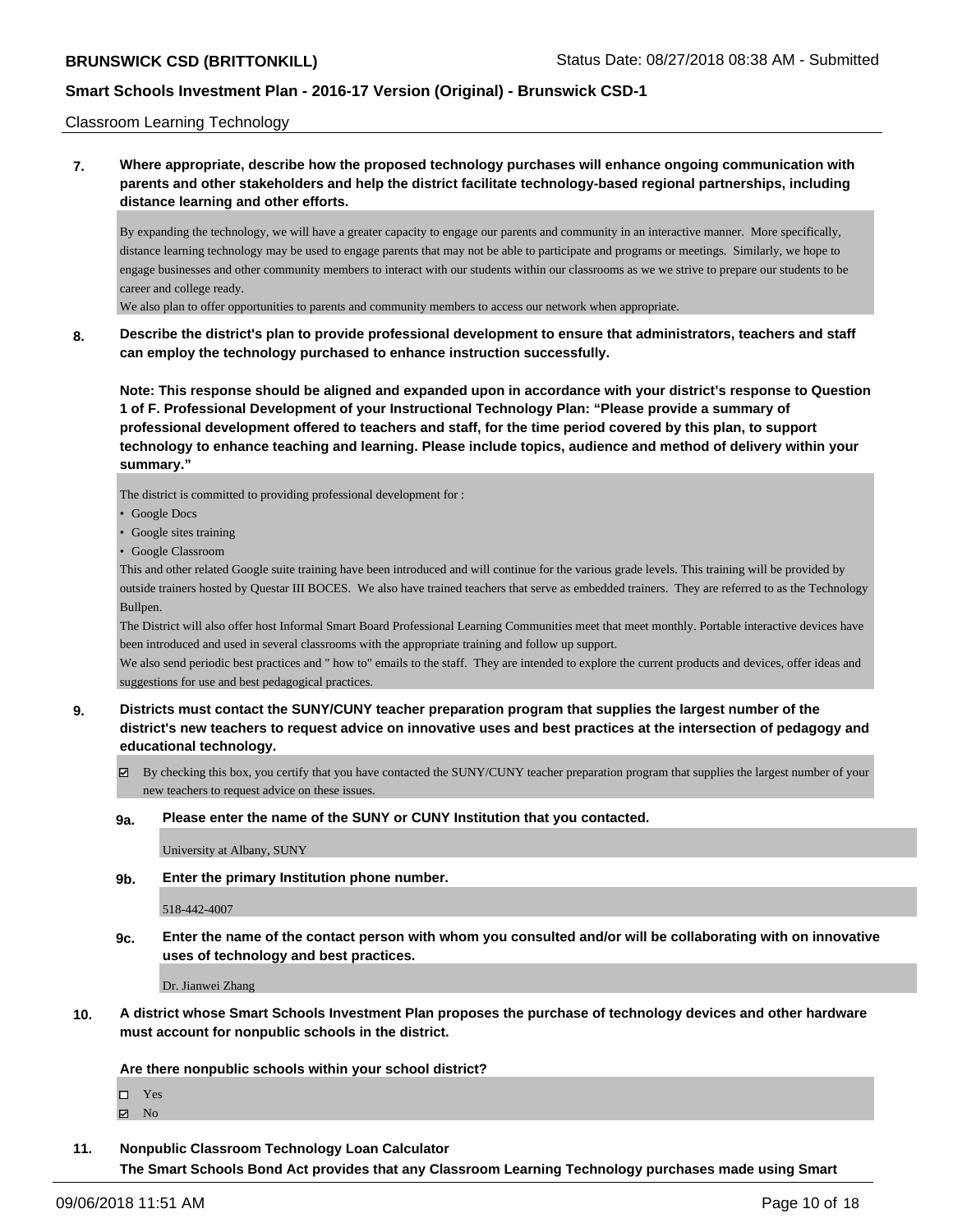Classroom Learning Technology

**7. Where appropriate, describe how the proposed technology purchases will enhance ongoing communication with parents and other stakeholders and help the district facilitate technology-based regional partnerships, including distance learning and other efforts.**

By expanding the technology, we will have a greater capacity to engage our parents and community in an interactive manner. More specifically, distance learning technology may be used to engage parents that may not be able to participate and programs or meetings. Similarly, we hope to engage businesses and other community members to interact with our students within our classrooms as we we strive to prepare our students to be career and college ready.

We also plan to offer opportunities to parents and community members to access our network when appropriate.

**8. Describe the district's plan to provide professional development to ensure that administrators, teachers and staff can employ the technology purchased to enhance instruction successfully.**

**Note: This response should be aligned and expanded upon in accordance with your district's response to Question 1 of F. Professional Development of your Instructional Technology Plan: "Please provide a summary of professional development offered to teachers and staff, for the time period covered by this plan, to support technology to enhance teaching and learning. Please include topics, audience and method of delivery within your summary."**

The district is committed to providing professional development for :

- Google Docs
- Google sites training
- Google Classroom

This and other related Google suite training have been introduced and will continue for the various grade levels. This training will be provided by outside trainers hosted by Questar III BOCES. We also have trained teachers that serve as embedded trainers. They are referred to as the Technology Bullpen.

The District will also offer host Informal Smart Board Professional Learning Communities meet that meet monthly. Portable interactive devices have been introduced and used in several classrooms with the appropriate training and follow up support.

We also send periodic best practices and " how to" emails to the staff. They are intended to explore the current products and devices, offer ideas and suggestions for use and best pedagogical practices.

**9. Districts must contact the SUNY/CUNY teacher preparation program that supplies the largest number of the district's new teachers to request advice on innovative uses and best practices at the intersection of pedagogy and educational technology.**

☑ By checking this box, you certify that you have contacted the SUNY/CUNY teacher preparation program that supplies the largest number of your new teachers to request advice on these issues.

**9a. Please enter the name of the SUNY or CUNY Institution that you contacted.**

University at Albany, SUNY

**9b. Enter the primary Institution phone number.**

518-442-4007

**9c. Enter the name of the contact person with whom you consulted and/or will be collaborating with on innovative uses of technology and best practices.**

Dr. Jianwei Zhang

**10. A district whose Smart Schools Investment Plan proposes the purchase of technology devices and other hardware must account for nonpublic schools in the district.**

**Are there nonpublic schools within your school district?**

☐ Yes
☑ No

**11. Nonpublic Classroom Technology Loan Calculator**

**The Smart Schools Bond Act provides that any Classroom Learning Technology purchases made using Smart**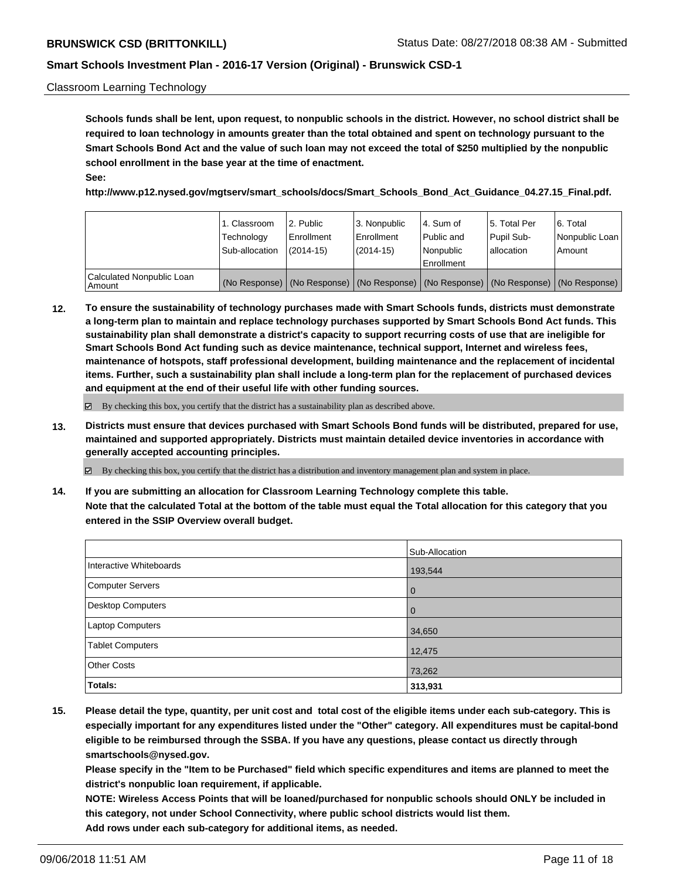Classroom Learning Technology

**Schools funds shall be lent, upon request, to nonpublic schools in the district. However, no school district shall be required to loan technology in amounts greater than the total obtained and spent on technology pursuant to the Smart Schools Bond Act and the value of such loan may not exceed the total of $250 multiplied by the nonpublic school enrollment in the base year at the time of enactment.**

**See:**

**http://www.p12.nysed.gov/mgtserv/smart_schools/docs/Smart_Schools_Bond_Act_Guidance_04.27.15_Final.pdf.**

| | 1. Classroom Technology Sub-allocation | 2. Public Enrollment (2014-15) | 3. Nonpublic Enrollment (2014-15) | 4. Sum of Public and Nonpublic Enrollment | 5. Total Per Pupil Sub-allocation | 6. Total Nonpublic Loan Amount |
|---|---|---|---|---|---|---|
| Calculated Nonpublic Loan Amount | (No Response) | (No Response) | (No Response) | (No Response) | (No Response) | (No Response) |

**12. To ensure the sustainability of technology purchases made with Smart Schools funds, districts must demonstrate a long-term plan to maintain and replace technology purchases supported by Smart Schools Bond Act funds. This sustainability plan shall demonstrate a district's capacity to support recurring costs of use that are ineligible for Smart Schools Bond Act funding such as device maintenance, technical support, Internet and wireless fees, maintenance of hotspots, staff professional development, building maintenance and the replacement of incidental items. Further, such a sustainability plan shall include a long-term plan for the replacement of purchased devices and equipment at the end of their useful life with other funding sources.**

☑ By checking this box, you certify that the district has a sustainability plan as described above.

**13. Districts must ensure that devices purchased with Smart Schools Bond funds will be distributed, prepared for use, maintained and supported appropriately. Districts must maintain detailed device inventories in accordance with generally accepted accounting principles.**

☑ By checking this box, you certify that the district has a distribution and inventory management plan and system in place.

**14. If you are submitting an allocation for Classroom Learning Technology complete this table. Note that the calculated Total at the bottom of the table must equal the Total allocation for this category that you entered in the SSIP Overview overall budget.**

| | Sub-Allocation |
|---|---|
| Interactive Whiteboards | 193,544 |
| Computer Servers | 0 |
| Desktop Computers | 0 |
| Laptop Computers | 34,650 |
| Tablet Computers | 12,475 |
| Other Costs | 73,262 |
| **Totals:** | **313,931** |

**15. Please detail the type, quantity, per unit cost and total cost of the eligible items under each sub-category. This is especially important for any expenditures listed under the "Other" category. All expenditures must be capital-bond eligible to be reimbursed through the SSBA. If you have any questions, please contact us directly through smartschools@nysed.gov.**

**Please specify in the "Item to be Purchased" field which specific expenditures and items are planned to meet the district's nonpublic loan requirement, if applicable.**

**NOTE: Wireless Access Points that will be loaned/purchased for nonpublic schools should ONLY be included in this category, not under School Connectivity, where public school districts would list them.**

**Add rows under each sub-category for additional items, as needed.**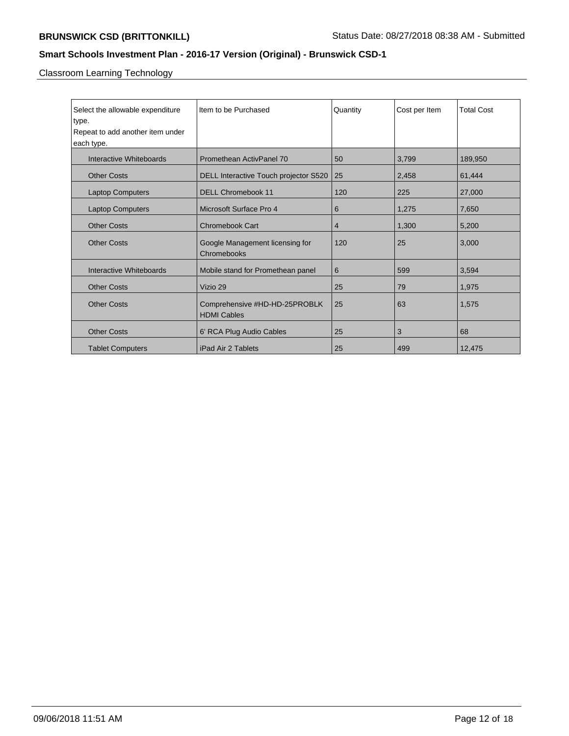**BRUNSWICK CSD (BRITTONKILL)** Status Date: 08/27/2018 08:38 AM - Submitted

**Smart Schools Investment Plan - 2016-17 Version (Original) - Brunswick CSD-1**

Classroom Learning Technology

| Select the allowable expenditure type. Repeat to add another item under each type. | Item to be Purchased | Quantity | Cost per Item | Total Cost |
|---|---|---|---|---|
| Interactive Whiteboards | Promethean ActivPanel 70 | 50 | 3,799 | 189,950 |
| Other Costs | DELL Interactive Touch projector S520 | 25 | 2,458 | 61,444 |
| Laptop Computers | DELL Chromebook 11 | 120 | 225 | 27,000 |
| Laptop Computers | Microsoft Surface Pro 4 | 6 | 1,275 | 7,650 |
| Other Costs | Chromebook Cart | 4 | 1,300 | 5,200 |
| Other Costs | Google Management licensing for Chromebooks | 120 | 25 | 3,000 |
| Interactive Whiteboards | Mobile stand for Promethean panel | 6 | 599 | 3,594 |
| Other Costs | Vizio 29 | 25 | 79 | 1,975 |
| Other Costs | Comprehensive #HD-HD-25PROBLK HDMI Cables | 25 | 63 | 1,575 |
| Other Costs | 6' RCA Plug Audio Cables | 25 | 3 | 68 |
| Tablet Computers | iPad Air 2 Tablets | 25 | 499 | 12,475 |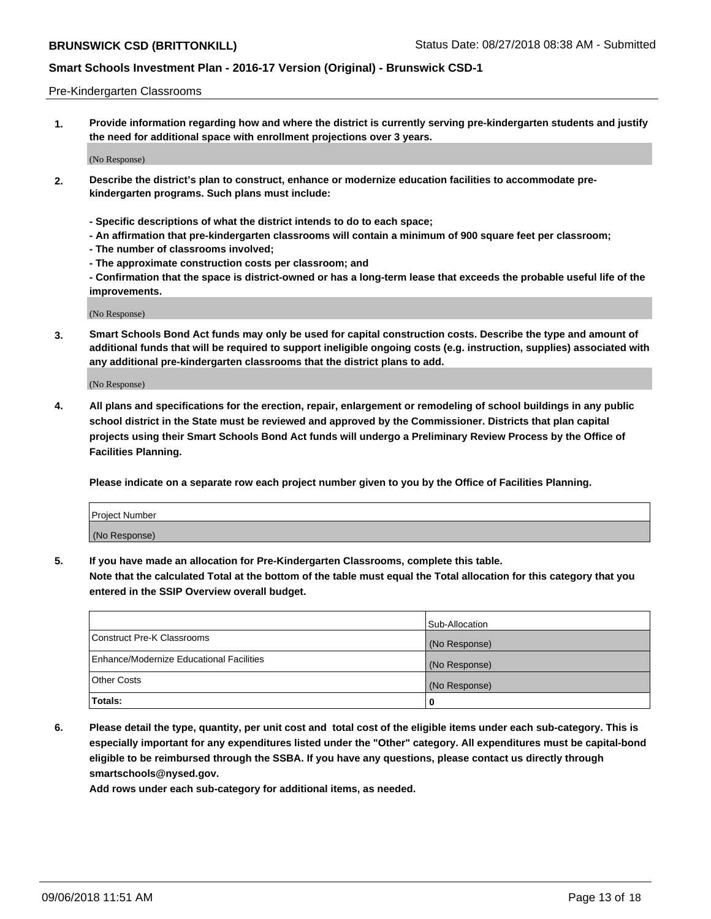Pre-Kindergarten Classrooms

**1. Provide information regarding how and where the district is currently serving pre-kindergarten students and justify the need for additional space with enrollment projections over 3 years.**

(No Response)

**2. Describe the district's plan to construct, enhance or modernize education facilities to accommodate pre-kindergarten programs. Such plans must include:**

**- Specific descriptions of what the district intends to do to each space;**
**- An affirmation that pre-kindergarten classrooms will contain a minimum of 900 square feet per classroom;**
**- The number of classrooms involved;**
**- The approximate construction costs per classroom; and**
**- Confirmation that the space is district-owned or has a long-term lease that exceeds the probable useful life of the improvements.**

(No Response)

**3. Smart Schools Bond Act funds may only be used for capital construction costs. Describe the type and amount of additional funds that will be required to support ineligible ongoing costs (e.g. instruction, supplies) associated with any additional pre-kindergarten classrooms that the district plans to add.**

(No Response)

**4. All plans and specifications for the erection, repair, enlargement or remodeling of school buildings in any public school district in the State must be reviewed and approved by the Commissioner. Districts that plan capital projects using their Smart Schools Bond Act funds will undergo a Preliminary Review Process by the Office of Facilities Planning.**

**Please indicate on a separate row each project number given to you by the Office of Facilities Planning.**

| Project Number |
|---|
| (No Response) |

**5. If you have made an allocation for Pre-Kindergarten Classrooms, complete this table.**
**Note that the calculated Total at the bottom of the table must equal the Total allocation for this category that you entered in the SSIP Overview overall budget.**

| | Sub-Allocation |
|---|---|
| Construct Pre-K Classrooms | (No Response) |
| Enhance/Modernize Educational Facilities | (No Response) |
| Other Costs | (No Response) |
| **Totals:** | **0** |

**6. Please detail the type, quantity, per unit cost and total cost of the eligible items under each sub-category. This is especially important for any expenditures listed under the "Other" category. All expenditures must be capital-bond eligible to be reimbursed through the SSBA. If you have any questions, please contact us directly through smartschools@nysed.gov.**

**Add rows under each sub-category for additional items, as needed.**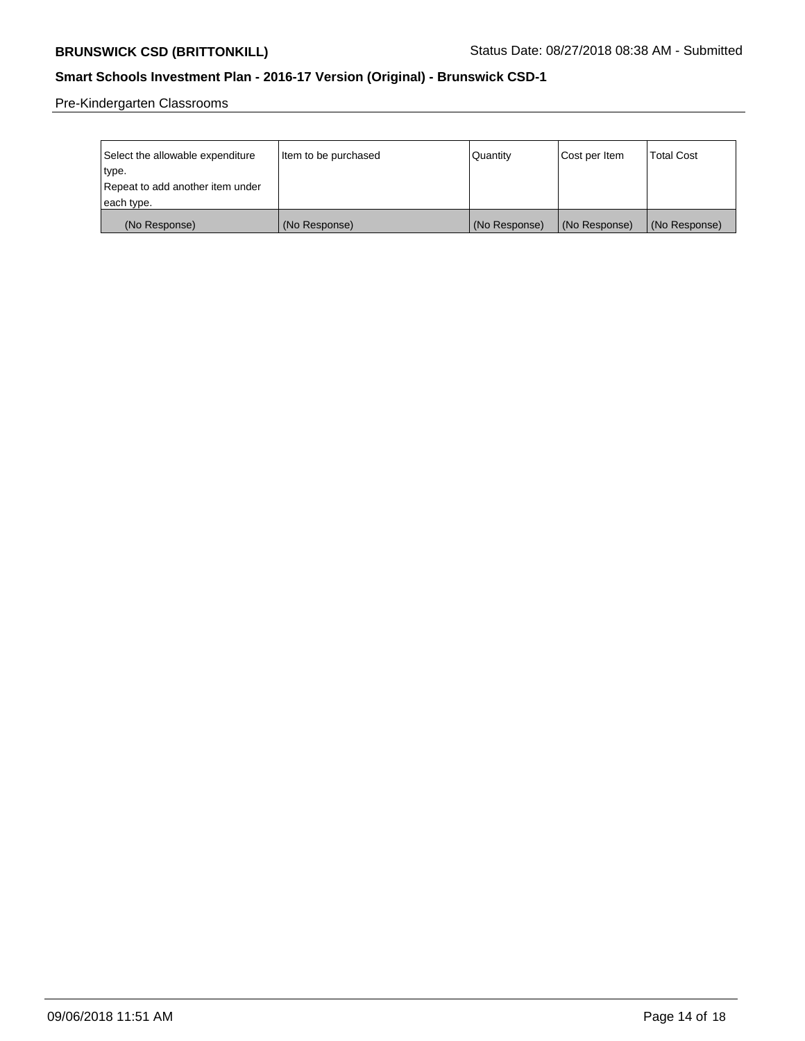Pre-Kindergarten Classrooms

| Select the allowable expenditure type. Repeat to add another item under each type. | Item to be purchased | Quantity | Cost per Item | Total Cost |
|---|---|---|---|---|
| (No Response) | (No Response) | (No Response) | (No Response) | (No Response) |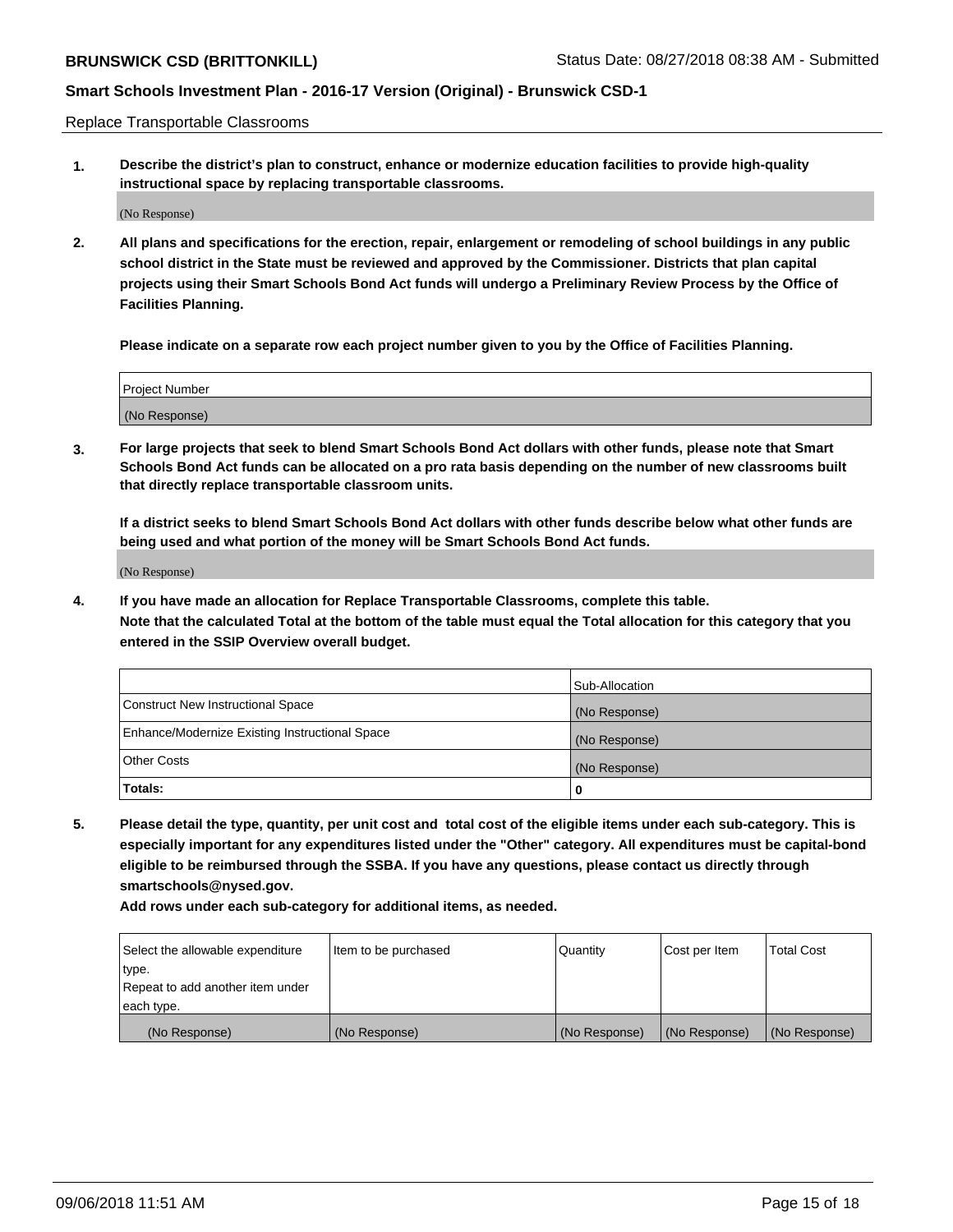Replace Transportable Classrooms

1. **Describe the district's plan to construct, enhance or modernize education facilities to provide high-quality instructional space by replacing transportable classrooms.**

(No Response)

2. **All plans and specifications for the erection, repair, enlargement or remodeling of school buildings in any public school district in the State must be reviewed and approved by the Commissioner. Districts that plan capital projects using their Smart Schools Bond Act funds will undergo a Preliminary Review Process by the Office of Facilities Planning.**

**Please indicate on a separate row each project number given to you by the Office of Facilities Planning.**

| Project Number |
|---|
| (No Response) |

3. **For large projects that seek to blend Smart Schools Bond Act dollars with other funds, please note that Smart Schools Bond Act funds can be allocated on a pro rata basis depending on the number of new classrooms built that directly replace transportable classroom units.**

**If a district seeks to blend Smart Schools Bond Act dollars with other funds describe below what other funds are being used and what portion of the money will be Smart Schools Bond Act funds.**

(No Response)

4. **If you have made an allocation for Replace Transportable Classrooms, complete this table. Note that the calculated Total at the bottom of the table must equal the Total allocation for this category that you entered in the SSIP Overview overall budget.**

| | Sub-Allocation |
|---|---|
| Construct New Instructional Space | (No Response) |
| Enhance/Modernize Existing Instructional Space | (No Response) |
| Other Costs | (No Response) |
| **Totals:** | 0 |

5. **Please detail the type, quantity, per unit cost and total cost of the eligible items under each sub-category. This is especially important for any expenditures listed under the "Other" category. All expenditures must be capital-bond eligible to be reimbursed through the SSBA. If you have any questions, please contact us directly through smartschools@nysed.gov.**

**Add rows under each sub-category for additional items, as needed.**

| Select the allowable expenditure type. Repeat to add another item under each type. | Item to be purchased | Quantity | Cost per Item | Total Cost |
|---|---|---|---|---|
| (No Response) | (No Response) | (No Response) | (No Response) | (No Response) |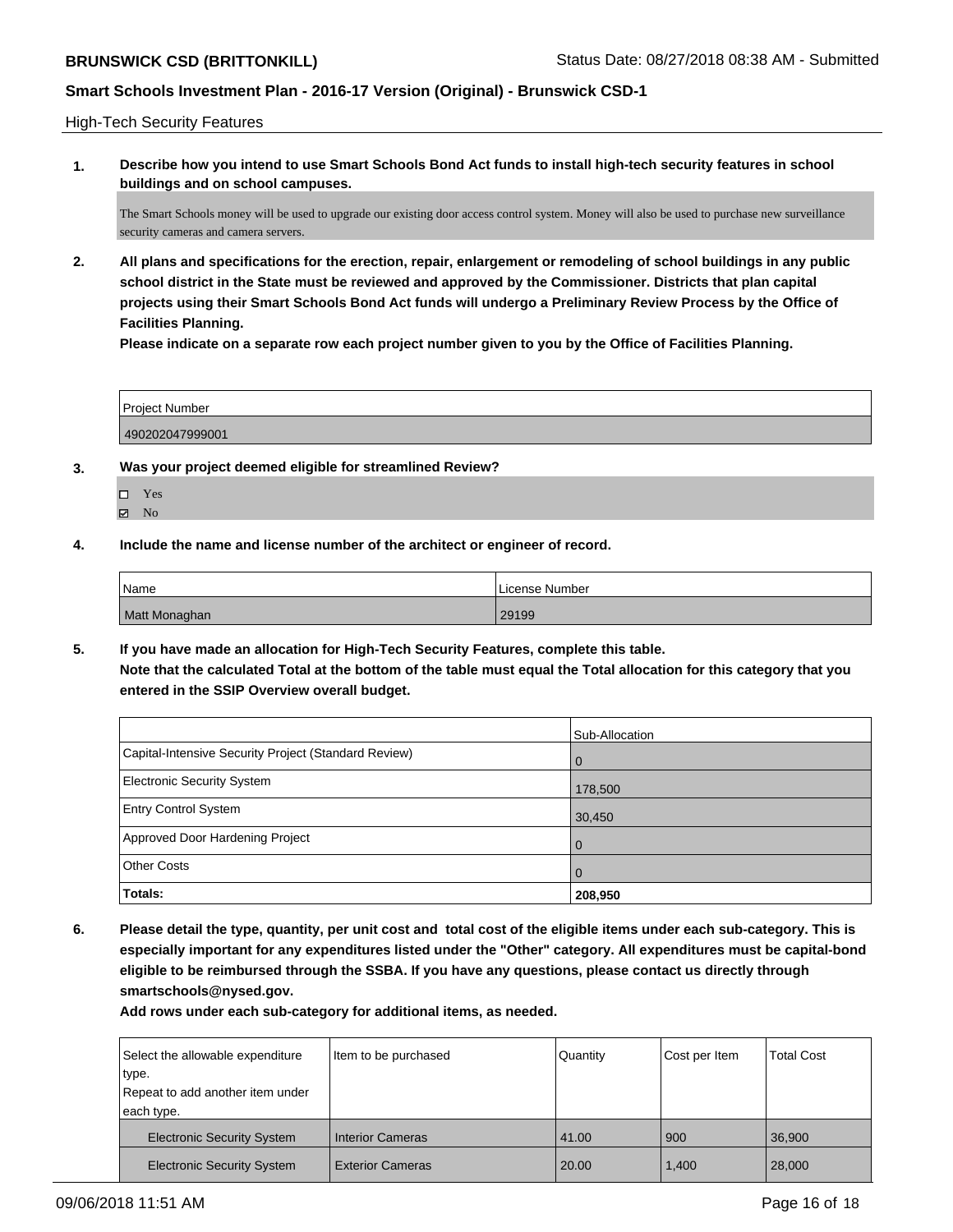High-Tech Security Features

**1. Describe how you intend to use Smart Schools Bond Act funds to install high-tech security features in school buildings and on school campuses.**

The Smart Schools money will be used to upgrade our existing door access control system. Money will also be used to purchase new surveillance security cameras and camera servers.

**2. All plans and specifications for the erection, repair, enlargement or remodeling of school buildings in any public school district in the State must be reviewed and approved by the Commissioner. Districts that plan capital projects using their Smart Schools Bond Act funds will undergo a Preliminary Review Process by the Office of Facilities Planning.**
**Please indicate on a separate row each project number given to you by the Office of Facilities Planning.**

| Project Number |
| --- |
| 490202047999001 |

**3. Was your project deemed eligible for streamlined Review?**

- ☐ Yes
- ☑ No

**4. Include the name and license number of the architect or engineer of record.**

| Name | License Number |
| --- | --- |
| Matt Monaghan | 29199 |

**5. If you have made an allocation for High-Tech Security Features, complete this table.**
**Note that the calculated Total at the bottom of the table must equal the Total allocation for this category that you entered in the SSIP Overview overall budget.**

| | Sub-Allocation |
| --- | --- |
| Capital-Intensive Security Project (Standard Review) | 0 |
| Electronic Security System | 178,500 |
| Entry Control System | 30,450 |
| Approved Door Hardening Project | 0 |
| Other Costs | 0 |
| **Totals:** | **208,950** |

**6. Please detail the type, quantity, per unit cost and total cost of the eligible items under each sub-category. This is especially important for any expenditures listed under the "Other" category. All expenditures must be capital-bond eligible to be reimbursed through the SSBA. If you have any questions, please contact us directly through smartschools@nysed.gov.**
**Add rows under each sub-category for additional items, as needed.**

| Select the allowable expenditure type. Repeat to add another item under each type. | Item to be purchased | Quantity | Cost per Item | Total Cost |
| --- | --- | --- | --- | --- |
| Electronic Security System | Interior Cameras | 41.00 | 900 | 36,900 |
| Electronic Security System | Exterior Cameras | 20.00 | 1,400 | 28,000 |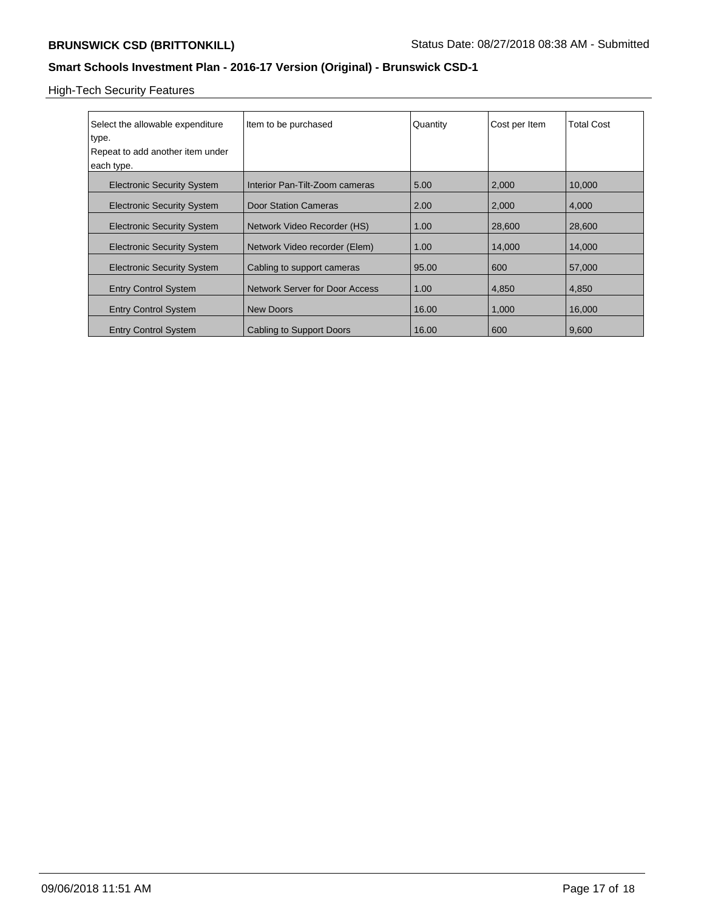High-Tech Security Features

| Select the allowable expenditure type.<br>Repeat to add another item under each type. | Item to be purchased | Quantity | Cost per Item | Total Cost |
|---|---|---|---|---|
| Electronic Security System | Interior Pan-Tilt-Zoom cameras | 5.00 | 2,000 | 10,000 |
| Electronic Security System | Door Station Cameras | 2.00 | 2,000 | 4,000 |
| Electronic Security System | Network Video Recorder (HS) | 1.00 | 28,600 | 28,600 |
| Electronic Security System | Network Video recorder (Elem) | 1.00 | 14,000 | 14,000 |
| Electronic Security System | Cabling to support cameras | 95.00 | 600 | 57,000 |
| Entry Control System | Network Server for Door Access | 1.00 | 4,850 | 4,850 |
| Entry Control System | New Doors | 16.00 | 1,000 | 16,000 |
| Entry Control System | Cabling to Support Doors | 16.00 | 600 | 9,600 |